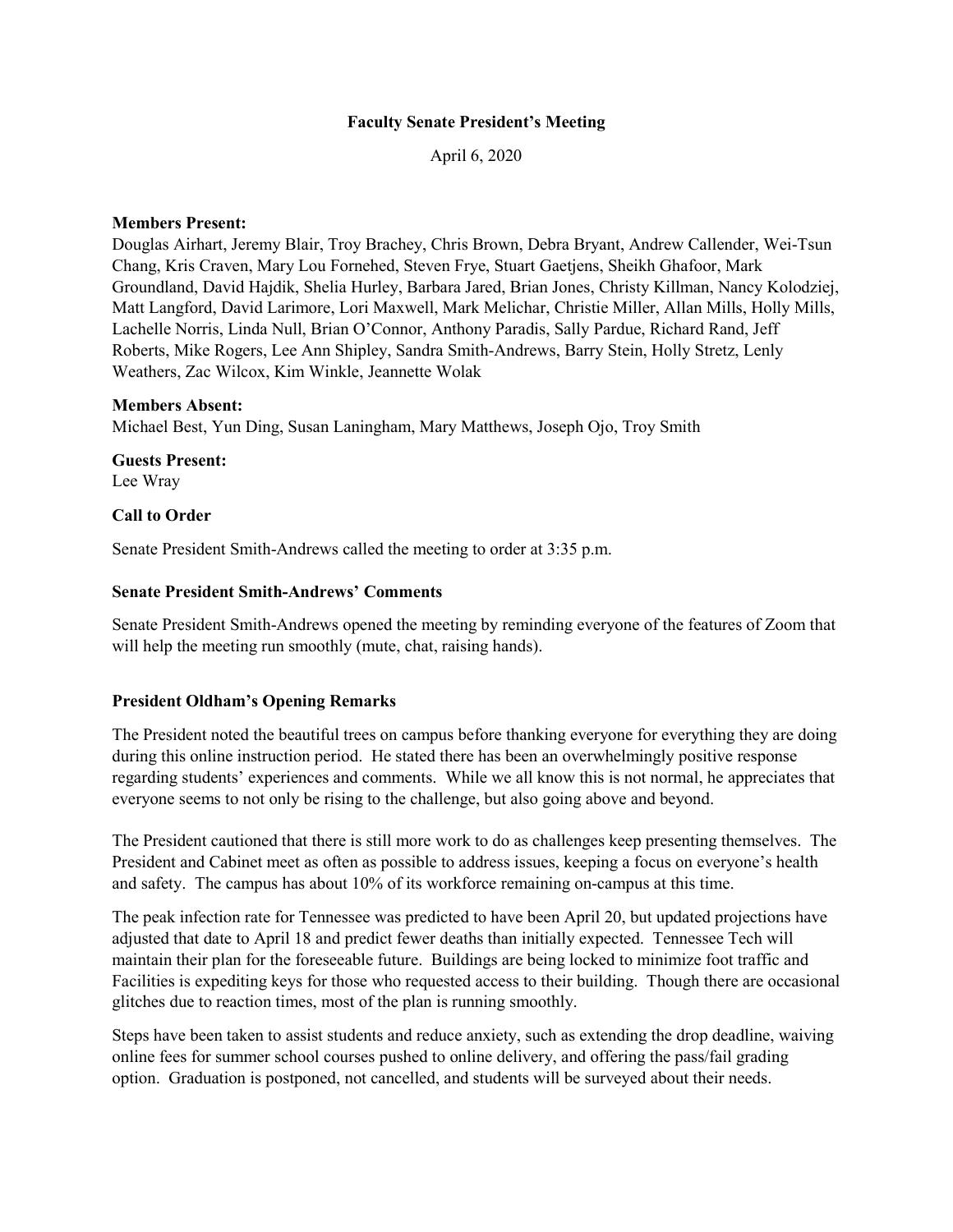# Faculty Senate President's Meeting

April 6, 2020

**Members Present:**
Douglas Airhart, Jeremy Blair, Troy Brachey, Chris Brown, Debra Bryant, Andrew Callender, Wei-Tsun Chang, Kris Craven, Mary Lou Fornehed, Steven Frye, Stuart Gaetjens, Sheikh Ghafoor, Mark Groundland, David Hajdik, Shelia Hurley, Barbara Jared, Brian Jones, Christy Killman, Nancy Kolodziej, Matt Langford, David Larimore, Lori Maxwell, Mark Melichar, Christie Miller, Allan Mills, Holly Mills, Lachelle Norris, Linda Null, Brian O'Connor, Anthony Paradis, Sally Pardue, Richard Rand, Jeff Roberts, Mike Rogers, Lee Ann Shipley, Sandra Smith-Andrews, Barry Stein, Holly Stretz, Lenly Weathers, Zac Wilcox, Kim Winkle, Jeannette Wolak

**Members Absent:**
Michael Best, Yun Ding, Susan Laningham, Mary Matthews, Joseph Ojo, Troy Smith

**Guests Present:**
Lee Wray

**Call to Order**

Senate President Smith-Andrews called the meeting to order at 3:35 p.m.

**Senate President Smith-Andrews' Comments**

Senate President Smith-Andrews opened the meeting by reminding everyone of the features of Zoom that will help the meeting run smoothly (mute, chat, raising hands).

**President Oldham's Opening Remarks**

The President noted the beautiful trees on campus before thanking everyone for everything they are doing during this online instruction period. He stated there has been an overwhelmingly positive response regarding students' experiences and comments. While we all know this is not normal, he appreciates that everyone seems to not only be rising to the challenge, but also going above and beyond.

The President cautioned that there is still more work to do as challenges keep presenting themselves. The President and Cabinet meet as often as possible to address issues, keeping a focus on everyone's health and safety. The campus has about 10% of its workforce remaining on-campus at this time.

The peak infection rate for Tennessee was predicted to have been April 20, but updated projections have adjusted that date to April 18 and predict fewer deaths than initially expected. Tennessee Tech will maintain their plan for the foreseeable future. Buildings are being locked to minimize foot traffic and Facilities is expediting keys for those who requested access to their building. Though there are occasional glitches due to reaction times, most of the plan is running smoothly.

Steps have been taken to assist students and reduce anxiety, such as extending the drop deadline, waiving online fees for summer school courses pushed to online delivery, and offering the pass/fail grading option. Graduation is postponed, not cancelled, and students will be surveyed about their needs.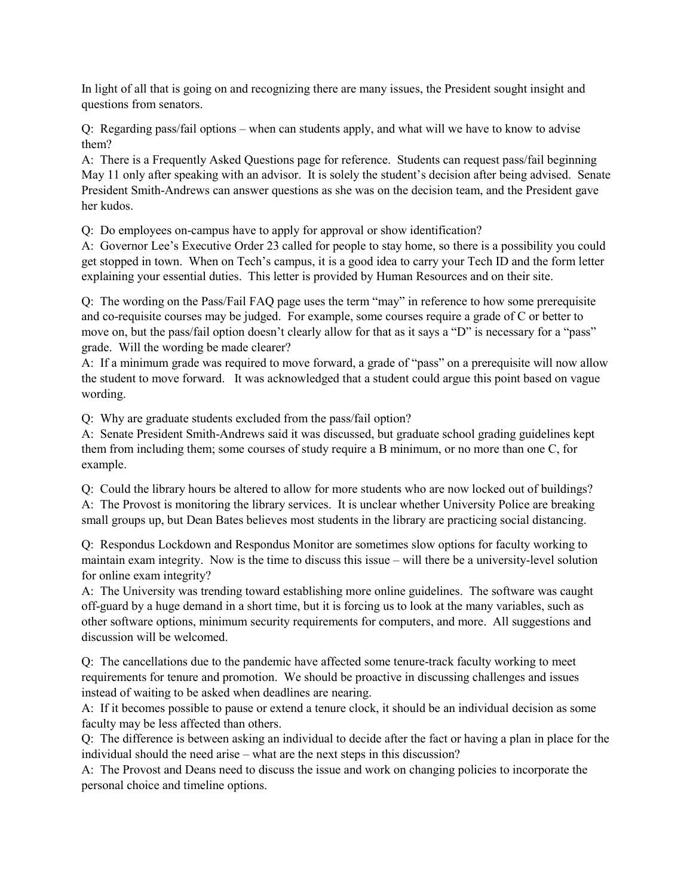In light of all that is going on and recognizing there are many issues, the President sought insight and questions from senators.

Q: Regarding pass/fail options – when can students apply, and what will we have to know to advise them?
A: There is a Frequently Asked Questions page for reference. Students can request pass/fail beginning May 11 only after speaking with an advisor. It is solely the student's decision after being advised. Senate President Smith-Andrews can answer questions as she was on the decision team, and the President gave her kudos.

Q: Do employees on-campus have to apply for approval or show identification?
A: Governor Lee's Executive Order 23 called for people to stay home, so there is a possibility you could get stopped in town. When on Tech's campus, it is a good idea to carry your Tech ID and the form letter explaining your essential duties. This letter is provided by Human Resources and on their site.

Q: The wording on the Pass/Fail FAQ page uses the term "may" in reference to how some prerequisite and co-requisite courses may be judged. For example, some courses require a grade of C or better to move on, but the pass/fail option doesn't clearly allow for that as it says a "D" is necessary for a "pass" grade. Will the wording be made clearer?
A: If a minimum grade was required to move forward, a grade of "pass" on a prerequisite will now allow the student to move forward. It was acknowledged that a student could argue this point based on vague wording.

Q: Why are graduate students excluded from the pass/fail option?
A: Senate President Smith-Andrews said it was discussed, but graduate school grading guidelines kept them from including them; some courses of study require a B minimum, or no more than one C, for example.

Q: Could the library hours be altered to allow for more students who are now locked out of buildings?
A: The Provost is monitoring the library services. It is unclear whether University Police are breaking small groups up, but Dean Bates believes most students in the library are practicing social distancing.

Q: Respondus Lockdown and Respondus Monitor are sometimes slow options for faculty working to maintain exam integrity. Now is the time to discuss this issue – will there be a university-level solution for online exam integrity?
A: The University was trending toward establishing more online guidelines. The software was caught off-guard by a huge demand in a short time, but it is forcing us to look at the many variables, such as other software options, minimum security requirements for computers, and more. All suggestions and discussion will be welcomed.

Q: The cancellations due to the pandemic have affected some tenure-track faculty working to meet requirements for tenure and promotion. We should be proactive in discussing challenges and issues instead of waiting to be asked when deadlines are nearing.
A: If it becomes possible to pause or extend a tenure clock, it should be an individual decision as some faculty may be less affected than others.
Q: The difference is between asking an individual to decide after the fact or having a plan in place for the individual should the need arise – what are the next steps in this discussion?
A: The Provost and Deans need to discuss the issue and work on changing policies to incorporate the personal choice and timeline options.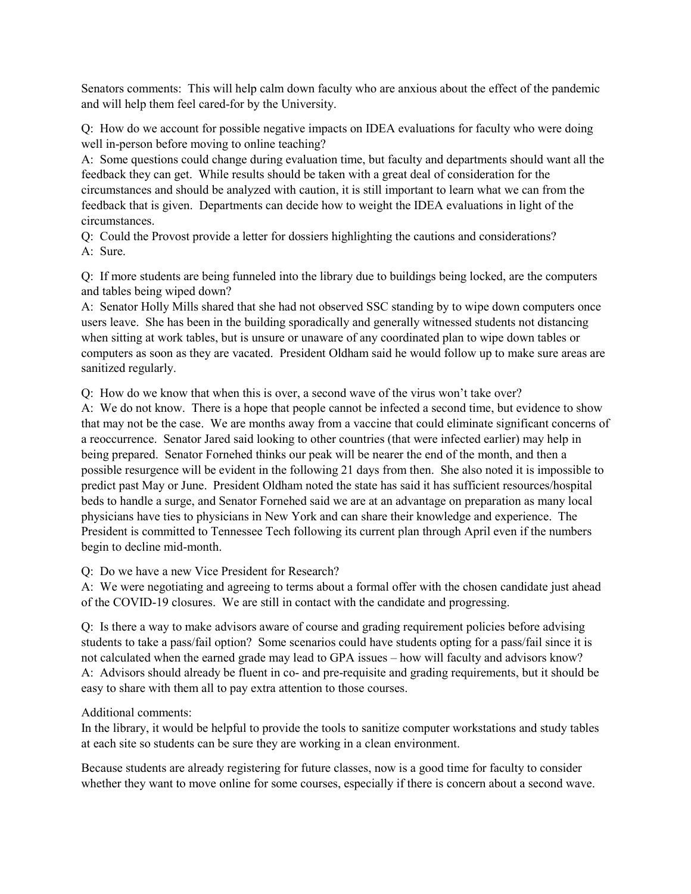Senators comments: This will help calm down faculty who are anxious about the effect of the pandemic and will help them feel cared-for by the University.

Q: How do we account for possible negative impacts on IDEA evaluations for faculty who were doing well in-person before moving to online teaching?
A: Some questions could change during evaluation time, but faculty and departments should want all the feedback they can get. While results should be taken with a great deal of consideration for the circumstances and should be analyzed with caution, it is still important to learn what we can from the feedback that is given. Departments can decide how to weight the IDEA evaluations in light of the circumstances.
Q: Could the Provost provide a letter for dossiers highlighting the cautions and considerations?
A: Sure.

Q: If more students are being funneled into the library due to buildings being locked, are the computers and tables being wiped down?
A: Senator Holly Mills shared that she had not observed SSC standing by to wipe down computers once users leave. She has been in the building sporadically and generally witnessed students not distancing when sitting at work tables, but is unsure or unaware of any coordinated plan to wipe down tables or computers as soon as they are vacated. President Oldham said he would follow up to make sure areas are sanitized regularly.

Q: How do we know that when this is over, a second wave of the virus won't take over?
A: We do not know. There is a hope that people cannot be infected a second time, but evidence to show that may not be the case. We are months away from a vaccine that could eliminate significant concerns of a reoccurrence. Senator Jared said looking to other countries (that were infected earlier) may help in being prepared. Senator Fornehed thinks our peak will be nearer the end of the month, and then a possible resurgence will be evident in the following 21 days from then. She also noted it is impossible to predict past May or June. President Oldham noted the state has said it has sufficient resources/hospital beds to handle a surge, and Senator Fornehed said we are at an advantage on preparation as many local physicians have ties to physicians in New York and can share their knowledge and experience. The President is committed to Tennessee Tech following its current plan through April even if the numbers begin to decline mid-month.

Q: Do we have a new Vice President for Research?
A: We were negotiating and agreeing to terms about a formal offer with the chosen candidate just ahead of the COVID-19 closures. We are still in contact with the candidate and progressing.

Q: Is there a way to make advisors aware of course and grading requirement policies before advising students to take a pass/fail option? Some scenarios could have students opting for a pass/fail since it is not calculated when the earned grade may lead to GPA issues – how will faculty and advisors know?
A: Advisors should already be fluent in co- and pre-requisite and grading requirements, but it should be easy to share with them all to pay extra attention to those courses.

Additional comments:
In the library, it would be helpful to provide the tools to sanitize computer workstations and study tables at each site so students can be sure they are working in a clean environment.

Because students are already registering for future classes, now is a good time for faculty to consider whether they want to move online for some courses, especially if there is concern about a second wave.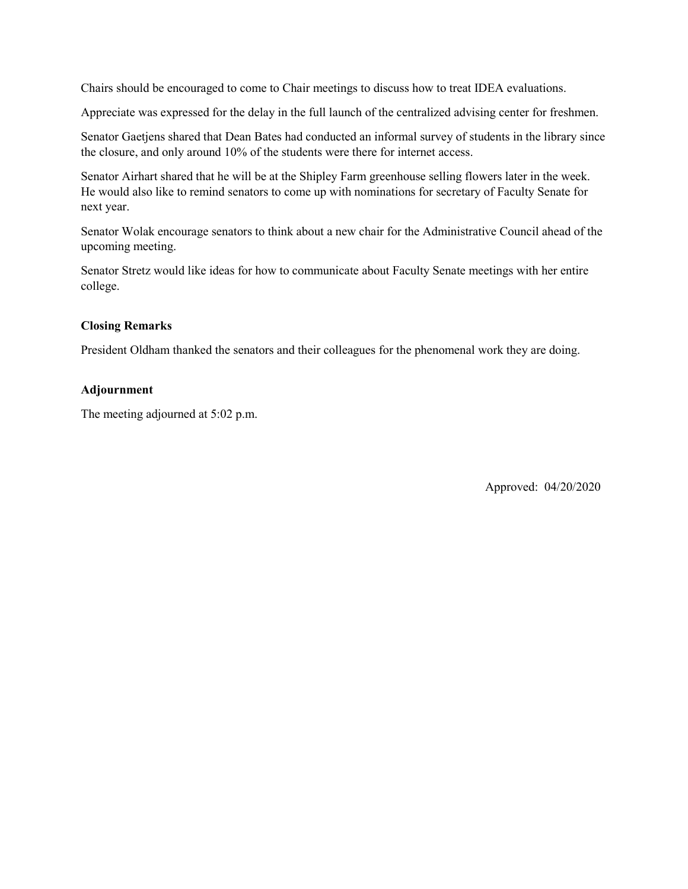Chairs should be encouraged to come to Chair meetings to discuss how to treat IDEA evaluations.

Appreciate was expressed for the delay in the full launch of the centralized advising center for freshmen.

Senator Gaetjens shared that Dean Bates had conducted an informal survey of students in the library since the closure, and only around 10% of the students were there for internet access.

Senator Airhart shared that he will be at the Shipley Farm greenhouse selling flowers later in the week. He would also like to remind senators to come up with nominations for secretary of Faculty Senate for next year.

Senator Wolak encourage senators to think about a new chair for the Administrative Council ahead of the upcoming meeting.

Senator Stretz would like ideas for how to communicate about Faculty Senate meetings with her entire college.

**Closing Remarks**

President Oldham thanked the senators and their colleagues for the phenomenal work they are doing.

**Adjournment**

The meeting adjourned at 5:02 p.m.

Approved: 04/20/2020